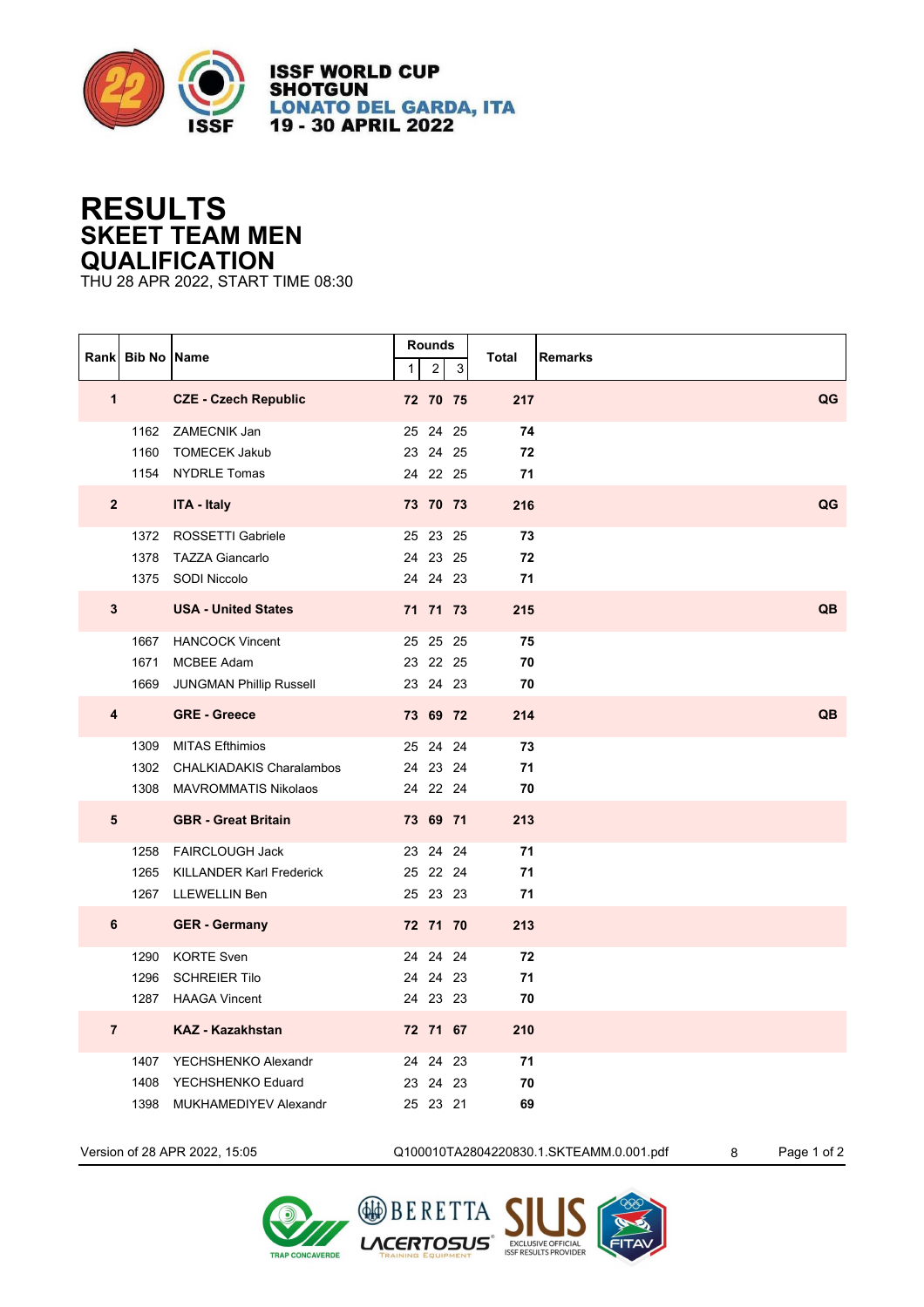ISSF WORLD CUP
SHOTGUN
LONATO DEL GARDA, ITA
19 - 30 APRIL 2022

# RESULTS
## SKEET TEAM MEN
## QUALIFICATION

THU 28 APR 2022, START TIME 08:30

| Rank | Bib No | Name | Rounds 1 | 2 | 3 | Total | Remarks |
|---|---|---|---|---|---|---|---|
| **1** | | **CZE - Czech Republic** | **72** | **70** | **75** | **217** | **QG** |
| | 1162 | ZAMECNIK Jan | 25 | 24 | 25 | **74** | |
| | 1160 | TOMECEK Jakub | 23 | 24 | 25 | **72** | |
| | 1154 | NYDRLE Tomas | 24 | 22 | 25 | **71** | |
| **2** | | **ITA - Italy** | **73** | **70** | **73** | **216** | **QG** |
| | 1372 | ROSSETTI Gabriele | 25 | 23 | 25 | **73** | |
| | 1378 | TAZZA Giancarlo | 24 | 23 | 25 | **72** | |
| | 1375 | SODI Niccolo | 24 | 24 | 23 | **71** | |
| **3** | | **USA - United States** | **71** | **71** | **73** | **215** | **QB** |
| | 1667 | HANCOCK Vincent | 25 | 25 | 25 | **75** | |
| | 1671 | MCBEE Adam | 23 | 22 | 25 | **70** | |
| | 1669 | JUNGMAN Phillip Russell | 23 | 24 | 23 | **70** | |
| **4** | | **GRE - Greece** | **73** | **69** | **72** | **214** | **QB** |
| | 1309 | MITAS Efthimios | 25 | 24 | 24 | **73** | |
| | 1302 | CHALKIADAKIS Charalambos | 24 | 23 | 24 | **71** | |
| | 1308 | MAVROMMATIS Nikolaos | 24 | 22 | 24 | **70** | |
| **5** | | **GBR - Great Britain** | **73** | **69** | **71** | **213** | |
| | 1258 | FAIRCLOUGH Jack | 23 | 24 | 24 | **71** | |
| | 1265 | KILLANDER Karl Frederick | 25 | 22 | 24 | **71** | |
| | 1267 | LLEWELLIN Ben | 25 | 23 | 23 | **71** | |
| **6** | | **GER - Germany** | **72** | **71** | **70** | **213** | |
| | 1290 | KORTE Sven | 24 | 24 | 24 | **72** | |
| | 1296 | SCHREIER Tilo | 24 | 24 | 23 | **71** | |
| | 1287 | HAAGA Vincent | 24 | 23 | 23 | **70** | |
| **7** | | **KAZ - Kazakhstan** | **72** | **71** | **67** | **210** | |
| | 1407 | YECHSHENKO Alexandr | 24 | 24 | 23 | **71** | |
| | 1408 | YECHSHENKO Eduard | 23 | 24 | 23 | **70** | |
| | 1398 | MUKHAMEDIYEV Alexandr | 25 | 23 | 21 | **69** | |

Version of 28 APR 2022, 15:05 Q100010TA2804220830.1.SKTEAMM.0.001.pdf 8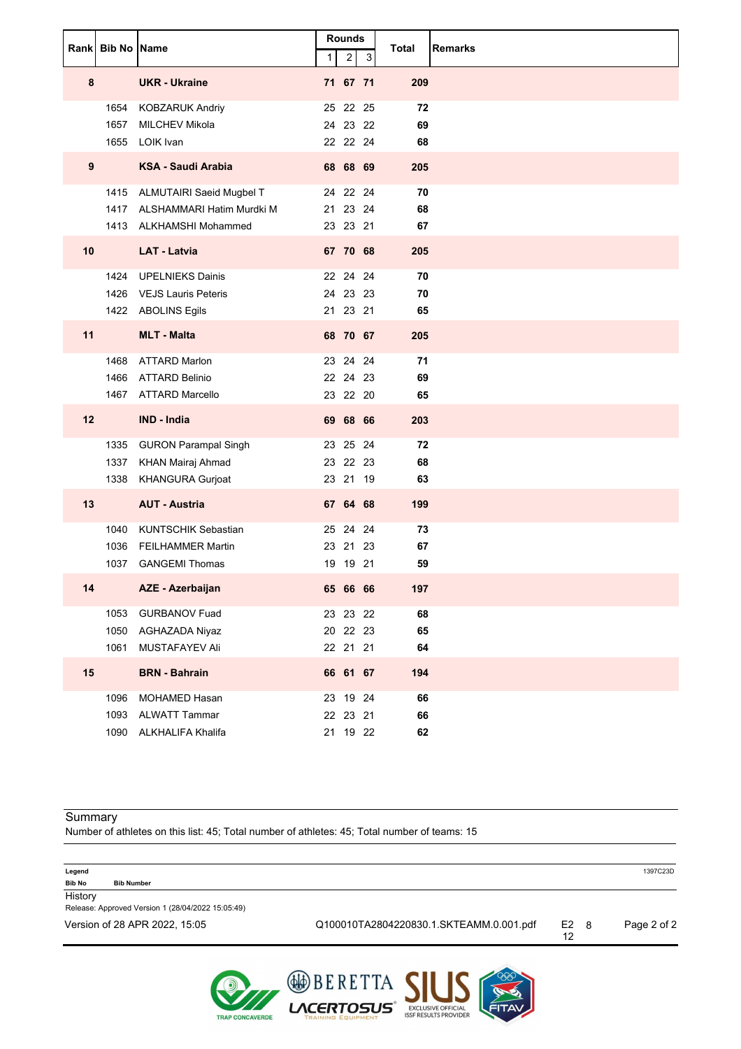| Rank | Bib No | Name | Rounds | | | Total | Remarks |
|---|---|---|---|---|---|---|---|
| | | | 1 | 2 | 3 | | |
| **8** | | **UKR - Ukraine** | **71** | **67** | **71** | **209** | |
| | 1654 | KOBZARUK Andriy | 25 | 22 | 25 | **72** | |
| | 1657 | MILCHEV Mikola | 24 | 23 | 22 | **69** | |
| | 1655 | LOIK Ivan | 22 | 22 | 24 | **68** | |
| **9** | | **KSA - Saudi Arabia** | **68** | **68** | **69** | **205** | |
| | 1415 | ALMUTAIRI Saeid Mugbel T | 24 | 22 | 24 | **70** | |
| | 1417 | ALSHAMMARI Hatim Murdki M | 21 | 23 | 24 | **68** | |
| | 1413 | ALKHAMSHI Mohammed | 23 | 23 | 21 | **67** | |
| **10** | | **LAT - Latvia** | **67** | **70** | **68** | **205** | |
| | 1424 | UPELNIEKS Dainis | 22 | 24 | 24 | **70** | |
| | 1426 | VEJS Lauris Peteris | 24 | 23 | 23 | **70** | |
| | 1422 | ABOLINS Egils | 21 | 23 | 21 | **65** | |
| **11** | | **MLT - Malta** | **68** | **70** | **67** | **205** | |
| | 1468 | ATTARD Marlon | 23 | 24 | 24 | **71** | |
| | 1466 | ATTARD Belinio | 22 | 24 | 23 | **69** | |
| | 1467 | ATTARD Marcello | 23 | 22 | 20 | **65** | |
| **12** | | **IND - India** | **69** | **68** | **66** | **203** | |
| | 1335 | GURON Parampal Singh | 23 | 25 | 24 | **72** | |
| | 1337 | KHAN Mairaj Ahmad | 23 | 22 | 23 | **68** | |
| | 1338 | KHANGURA Gurjoat | 23 | 21 | 19 | **63** | |
| **13** | | **AUT - Austria** | **67** | **64** | **68** | **199** | |
| | 1040 | KUNTSCHIK Sebastian | 25 | 24 | 24 | **73** | |
| | 1036 | FEILHAMMER Martin | 23 | 21 | 23 | **67** | |
| | 1037 | GANGEMI Thomas | 19 | 19 | 21 | **59** | |
| **14** | | **AZE - Azerbaijan** | **65** | **66** | **66** | **197** | |
| | 1053 | GURBANOV Fuad | 23 | 23 | 22 | **68** | |
| | 1050 | AGHAZADA Niyaz | 20 | 22 | 23 | **65** | |
| | 1061 | MUSTAFAYEV Ali | 22 | 21 | 21 | **64** | |
| **15** | | **BRN - Bahrain** | **66** | **61** | **67** | **194** | |
| | 1096 | MOHAMED Hasan | 23 | 19 | 24 | **66** | |
| | 1093 | ALWATT Tammar | 22 | 23 | 21 | **66** | |
| | 1090 | ALKHALIFA Khalifa | 21 | 19 | 22 | **62** | |

Summary

Number of athletes on this list: 45; Total number of athletes: 45; Total number of teams: 15

**Legend**

**Bib No** **Bib Number**

1397C23D

History

Release: Approved Version 1 (28/04/2022 15:05:49)

Version of 28 APR 2022, 15:05 Q100010TA2804220830.1.SKTEAMM.0.001.pdf E2 12 8